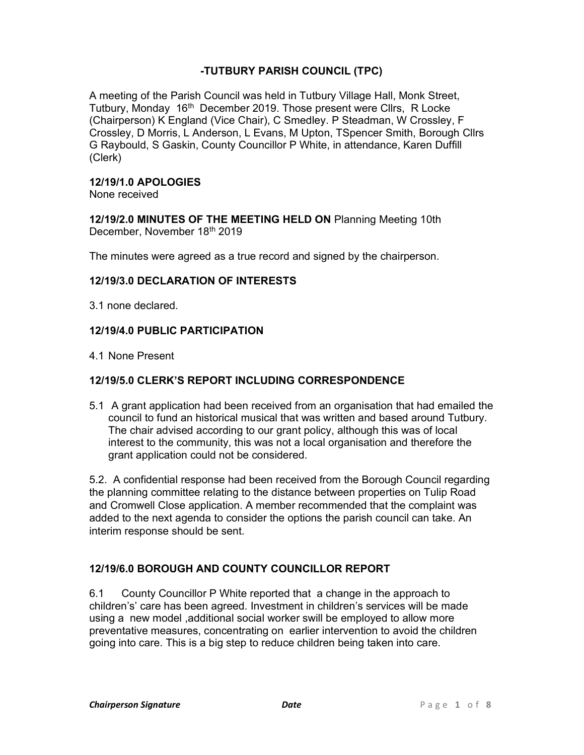# -TUTBURY PARISH COUNCIL (TPC)

A meeting of the Parish Council was held in Tutbury Village Hall, Monk Street, Tutbury, Monday 16th December 2019. Those present were Cllrs, R Locke (Chairperson) K England (Vice Chair), C Smedley. P Steadman, W Crossley, F Crossley, D Morris, L Anderson, L Evans, M Upton, TSpencer Smith, Borough Cllrs G Raybould, S Gaskin, County Councillor P White, in attendance, Karen Duffill (Clerk)

**12/19/1.0 APOLOGIES**
None received

**12/19/2.0 MINUTES OF THE MEETING HELD ON** Planning Meeting 10th December, November 18th 2019

The minutes were agreed as a true record and signed by the chairperson.

**12/19/3.0 DECLARATION OF INTERESTS**

3.1 none declared.

**12/19/4.0 PUBLIC PARTICIPATION**

4.1 None Present

**12/19/5.0 CLERK'S REPORT INCLUDING CORRESPONDENCE**

5.1 A grant application had been received from an organisation that had emailed the council to fund an historical musical that was written and based around Tutbury. The chair advised according to our grant policy, although this was of local interest to the community, this was not a local organisation and therefore the grant application could not be considered.

5.2. A confidential response had been received from the Borough Council regarding the planning committee relating to the distance between properties on Tulip Road and Cromwell Close application. A member recommended that the complaint was added to the next agenda to consider the options the parish council can take. An interim response should be sent.

**12/19/6.0 BOROUGH AND COUNTY COUNCILLOR REPORT**

6.1 County Councillor P White reported that a change in the approach to childrens' care has been agreed. Investment in children's services will be made using a new model ,additional social worker swill be employed to allow more preventative measures, concentrating on earlier intervention to avoid the children going into care. This is a big step to reduce children being taken into care.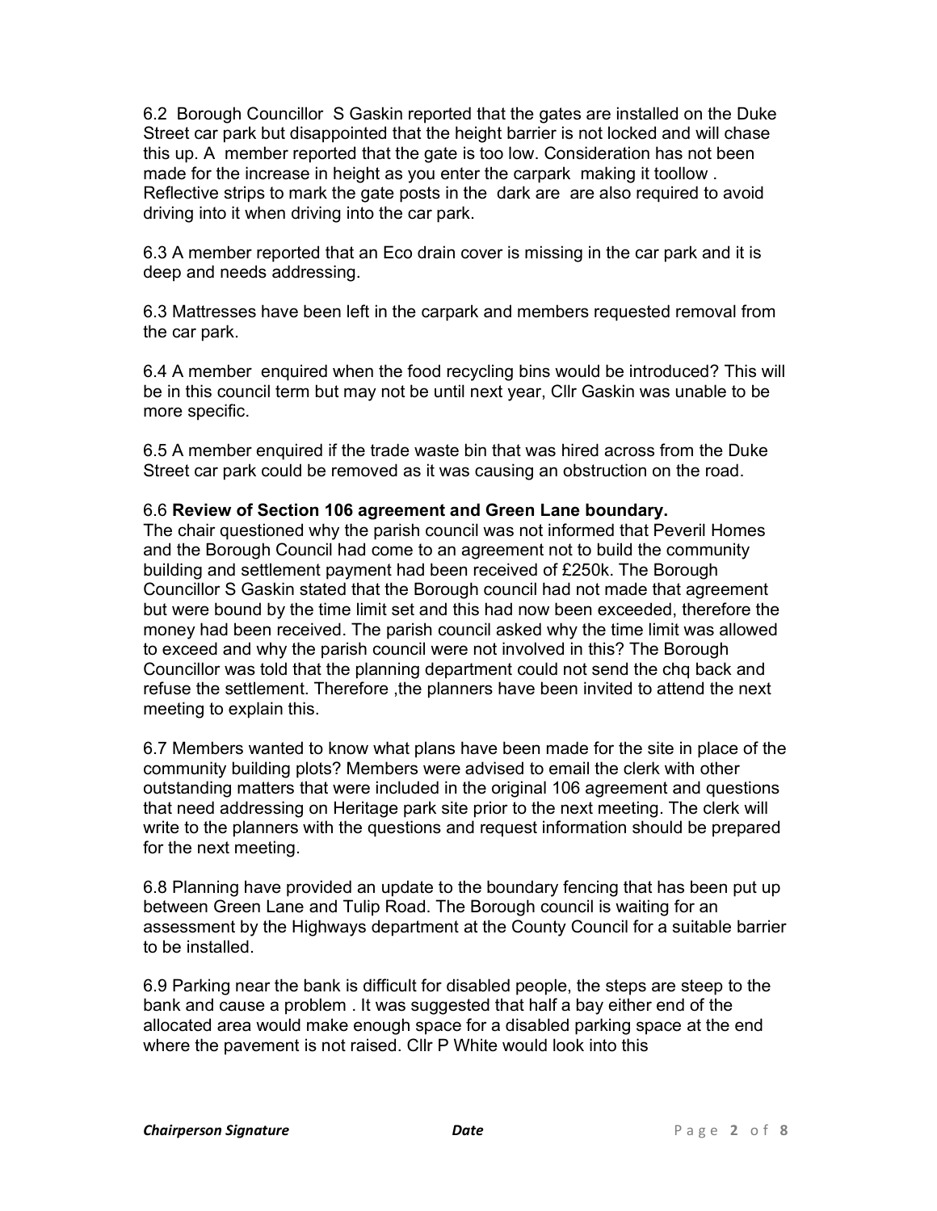6.2 Borough Councillor S Gaskin reported that the gates are installed on the Duke Street car park but disappointed that the height barrier is not locked and will chase this up. A member reported that the gate is too low. Consideration has not been made for the increase in height as you enter the carpark making it toollow . Reflective strips to mark the gate posts in the dark are are also required to avoid driving into it when driving into the car park.

6.3 A member reported that an Eco drain cover is missing in the car park and it is deep and needs addressing.

6.3 Mattresses have been left in the carpark and members requested removal from the car park.

6.4 A member enquired when the food recycling bins would be introduced? This will be in this council term but may not be until next year, Cllr Gaskin was unable to be more specific.

6.5 A member enquired if the trade waste bin that was hired across from the Duke Street car park could be removed as it was causing an obstruction on the road.

6.6 **Review of Section 106 agreement and Green Lane boundary.**
The chair questioned why the parish council was not informed that Peveril Homes and the Borough Council had come to an agreement not to build the community building and settlement payment had been received of £250k. The Borough Councillor S Gaskin stated that the Borough council had not made that agreement but were bound by the time limit set and this had now been exceeded, therefore the money had been received. The parish council asked why the time limit was allowed to exceed and why the parish council were not involved in this? The Borough Councillor was told that the planning department could not send the chq back and refuse the settlement. Therefore ,the planners have been invited to attend the next meeting to explain this.

6.7 Members wanted to know what plans have been made for the site in place of the community building plots? Members were advised to email the clerk with other outstanding matters that were included in the original 106 agreement and questions that need addressing on Heritage park site prior to the next meeting. The clerk will write to the planners with the questions and request information should be prepared for the next meeting.

6.8 Planning have provided an update to the boundary fencing that has been put up between Green Lane and Tulip Road. The Borough council is waiting for an assessment by the Highways department at the County Council for a suitable barrier to be installed.

6.9 Parking near the bank is difficult for disabled people, the steps are steep to the bank and cause a problem . It was suggested that half a bay either end of the allocated area would make enough space for a disabled parking space at the end where the pavement is not raised. Cllr P White would look into this

***Chairperson Signature*** ***Date***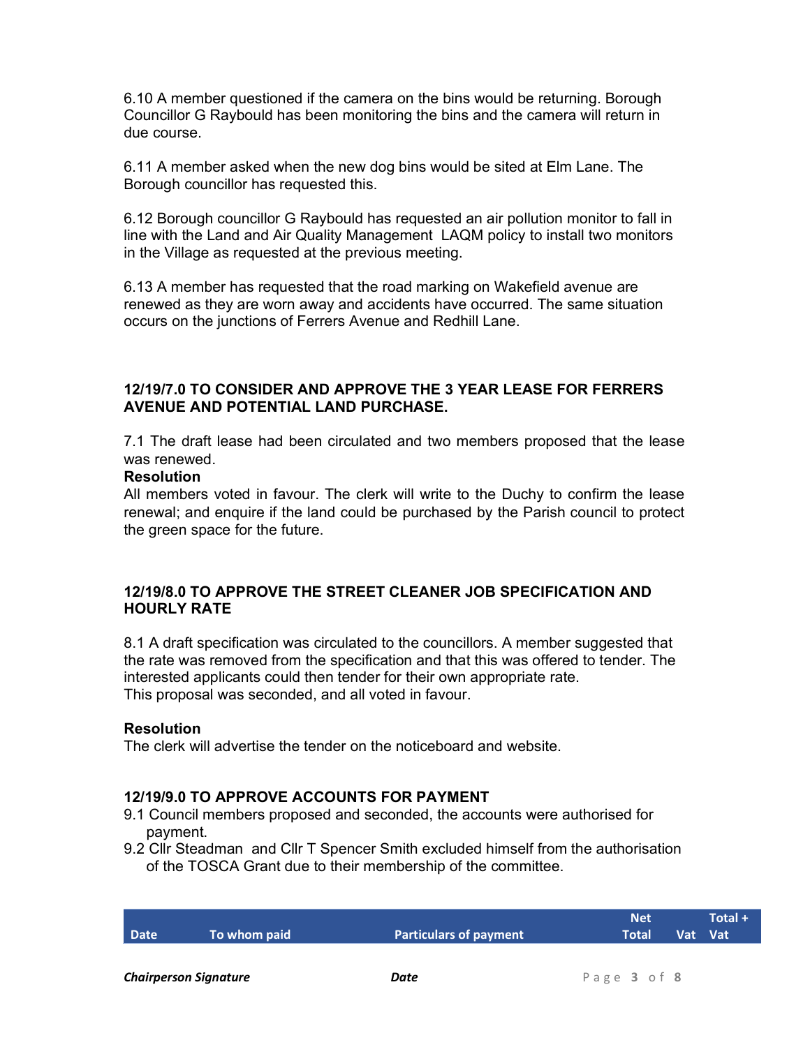6.10 A member questioned if the camera on the bins would be returning. Borough Councillor G Raybould has been monitoring the bins and the camera will return in due course.

6.11 A member asked when the new dog bins would be sited at Elm Lane. The Borough councillor has requested this.

6.12 Borough councillor G Raybould has requested an air pollution monitor to fall in line with the Land and Air Quality Management LAQM policy to install two monitors in the Village as requested at the previous meeting.

6.13 A member has requested that the road marking on Wakefield avenue are renewed as they are worn away and accidents have occurred. The same situation occurs on the junctions of Ferrers Avenue and Redhill Lane.

### 12/19/7.0 TO CONSIDER AND APPROVE THE 3 YEAR LEASE FOR FERRERS AVENUE AND POTENTIAL LAND PURCHASE.

7.1 The draft lease had been circulated and two members proposed that the lease was renewed.

**Resolution**

All members voted in favour. The clerk will write to the Duchy to confirm the lease renewal; and enquire if the land could be purchased by the Parish council to protect the green space for the future.

### 12/19/8.0 TO APPROVE THE STREET CLEANER JOB SPECIFICATION AND HOURLY RATE

8.1 A draft specification was circulated to the councillors. A member suggested that the rate was removed from the specification and that this was offered to tender. The interested applicants could then tender for their own appropriate rate.
This proposal was seconded, and all voted in favour.

**Resolution**

The clerk will advertise the tender on the noticeboard and website.

### 12/19/9.0 TO APPROVE ACCOUNTS FOR PAYMENT

9.1 Council members proposed and seconded, the accounts were authorised for payment.
9.2 Cllr Steadman and Cllr T Spencer Smith excluded himself from the authorisation of the TOSCA Grant due to their membership of the committee.

| Date | To whom paid | Particulars of payment | Net Total | Vat | Total + Vat |
|---|---|---|---|---|---|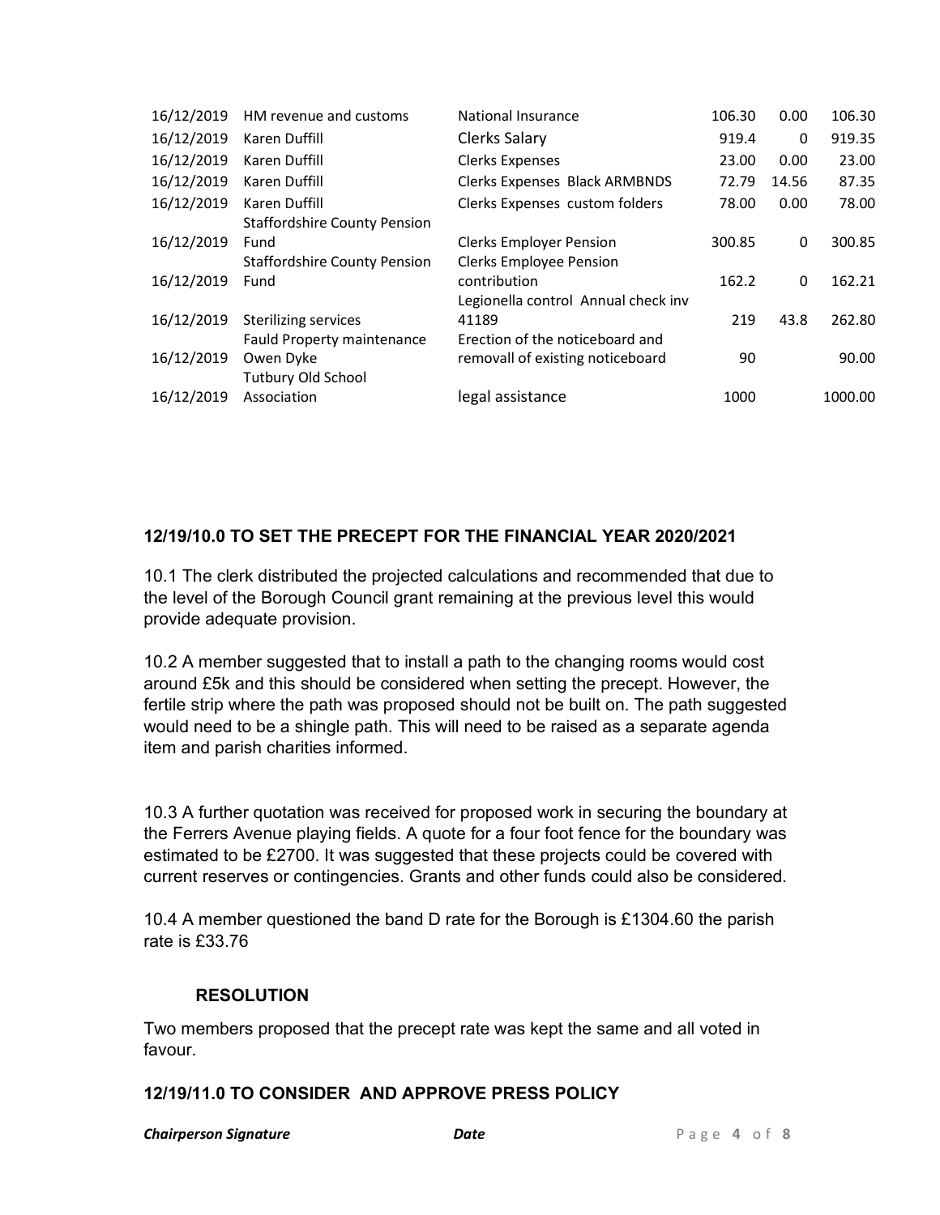| | | | | | |
|---|---|---|---|---|---|
| 16/12/2019 | HM revenue and customs | National Insurance | 106.30 | 0.00 | 106.30 |
| 16/12/2019 | Karen Duffill | Clerks Salary | 919.4 | 0 | 919.35 |
| 16/12/2019 | Karen Duffill | Clerks Expenses | 23.00 | 0.00 | 23.00 |
| 16/12/2019 | Karen Duffill | Clerks Expenses Black ARMBNDS | 72.79 | 14.56 | 87.35 |
| 16/12/2019 | Karen Duffill | Clerks Expenses custom folders | 78.00 | 0.00 | 78.00 |
| 16/12/2019 | Staffordshire County Pension Fund | Clerks Employer Pension | 300.85 | 0 | 300.85 |
| 16/12/2019 | Staffordshire County Pension Fund | Clerks Employee Pension contribution | 162.2 | 0 | 162.21 |
| 16/12/2019 | Sterilizing services | Legionella control Annual check inv 41189 | 219 | 43.8 | 262.80 |
| 16/12/2019 | Fauld Property maintenance Owen Dyke | Erection of the noticeboard and removall of existing noticeboard | 90 | | 90.00 |
| 16/12/2019 | Tutbury Old School Association | legal assistance | 1000 | | 1000.00 |

**12/19/10.0 TO SET THE PRECEPT FOR THE FINANCIAL YEAR 2020/2021**

10.1 The clerk distributed the projected calculations and recommended that due to the level of the Borough Council grant remaining at the previous level this would provide adequate provision.

10.2 A member suggested that to install a path to the changing rooms would cost around £5k and this should be considered when setting the precept. However, the fertile strip where the path was proposed should not be built on. The path suggested would need to be a shingle path. This will need to be raised as a separate agenda item and parish charities informed.

10.3 A further quotation was received for proposed work in securing the boundary at the Ferrers Avenue playing fields. A quote for a four foot fence for the boundary was estimated to be £2700. It was suggested that these projects could be covered with current reserves or contingencies. Grants and other funds could also be considered.

10.4 A member questioned the band D rate for the Borough is £1304.60 the parish rate is £33.76

**RESOLUTION**

Two members proposed that the precept rate was kept the same and all voted in favour.

**12/19/11.0 TO CONSIDER AND APPROVE PRESS POLICY**

***Chairperson Signature*** ***Date***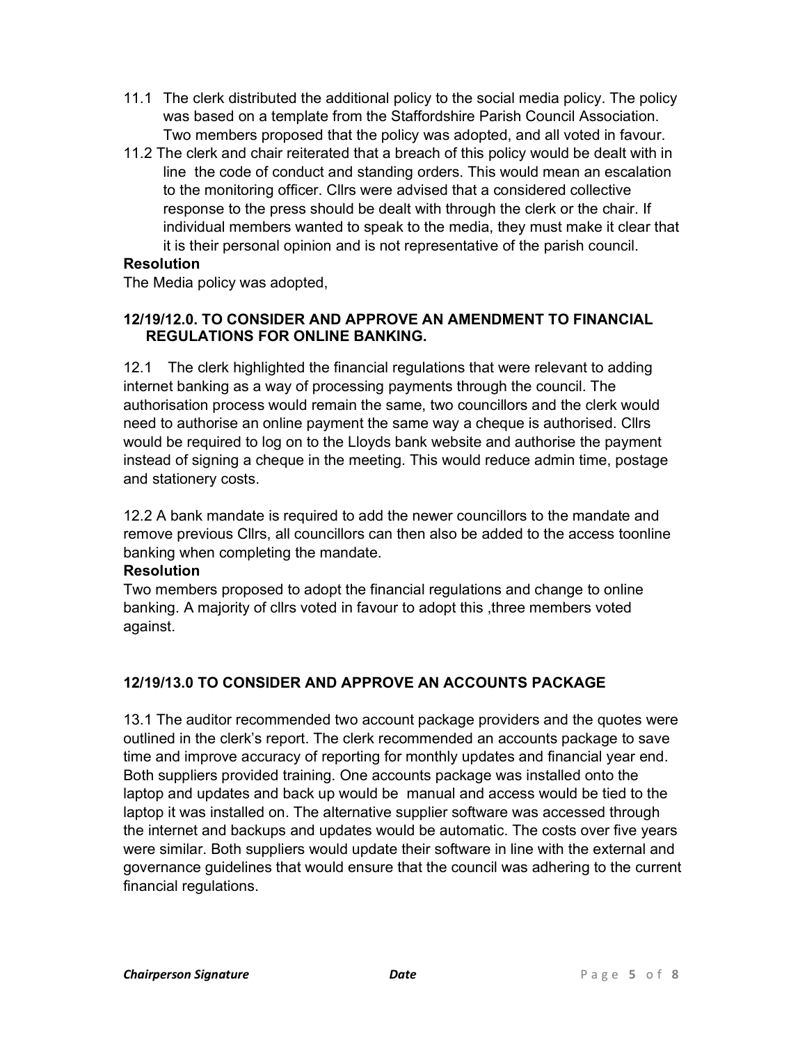11.1 The clerk distributed the additional policy to the social media policy. The policy was based on a template from the Staffordshire Parish Council Association. Two members proposed that the policy was adopted, and all voted in favour.

11.2 The clerk and chair reiterated that a breach of this policy would be dealt with in line the code of conduct and standing orders. This would mean an escalation to the monitoring officer. Cllrs were advised that a considered collective response to the press should be dealt with through the clerk or the chair. If individual members wanted to speak to the media, they must make it clear that it is their personal opinion and is not representative of the parish council.

**Resolution**

The Media policy was adopted,

### 12/19/12.0. TO CONSIDER AND APPROVE AN AMENDMENT TO FINANCIAL REGULATIONS FOR ONLINE BANKING.

12.1 The clerk highlighted the financial regulations that were relevant to adding internet banking as a way of processing payments through the council. The authorisation process would remain the same, two councillors and the clerk would need to authorise an online payment the same way a cheque is authorised. Cllrs would be required to log on to the Lloyds bank website and authorise the payment instead of signing a cheque in the meeting. This would reduce admin time, postage and stationery costs.

12.2 A bank mandate is required to add the newer councillors to the mandate and remove previous Cllrs, all councillors can then also be added to the access toonline banking when completing the mandate.

**Resolution**

Two members proposed to adopt the financial regulations and change to online banking. A majority of cllrs voted in favour to adopt this ,three members voted against.

### 12/19/13.0 TO CONSIDER AND APPROVE AN ACCOUNTS PACKAGE

13.1 The auditor recommended two account package providers and the quotes were outlined in the clerk's report. The clerk recommended an accounts package to save time and improve accuracy of reporting for monthly updates and financial year end. Both suppliers provided training. One accounts package was installed onto the laptop and updates and back up would be manual and access would be tied to the laptop it was installed on. The alternative supplier software was accessed through the internet and backups and updates would be automatic. The costs over five years were similar. Both suppliers would update their software in line with the external and governance guidelines that would ensure that the council was adhering to the current financial regulations.

***Chairperson Signature*** ***Date***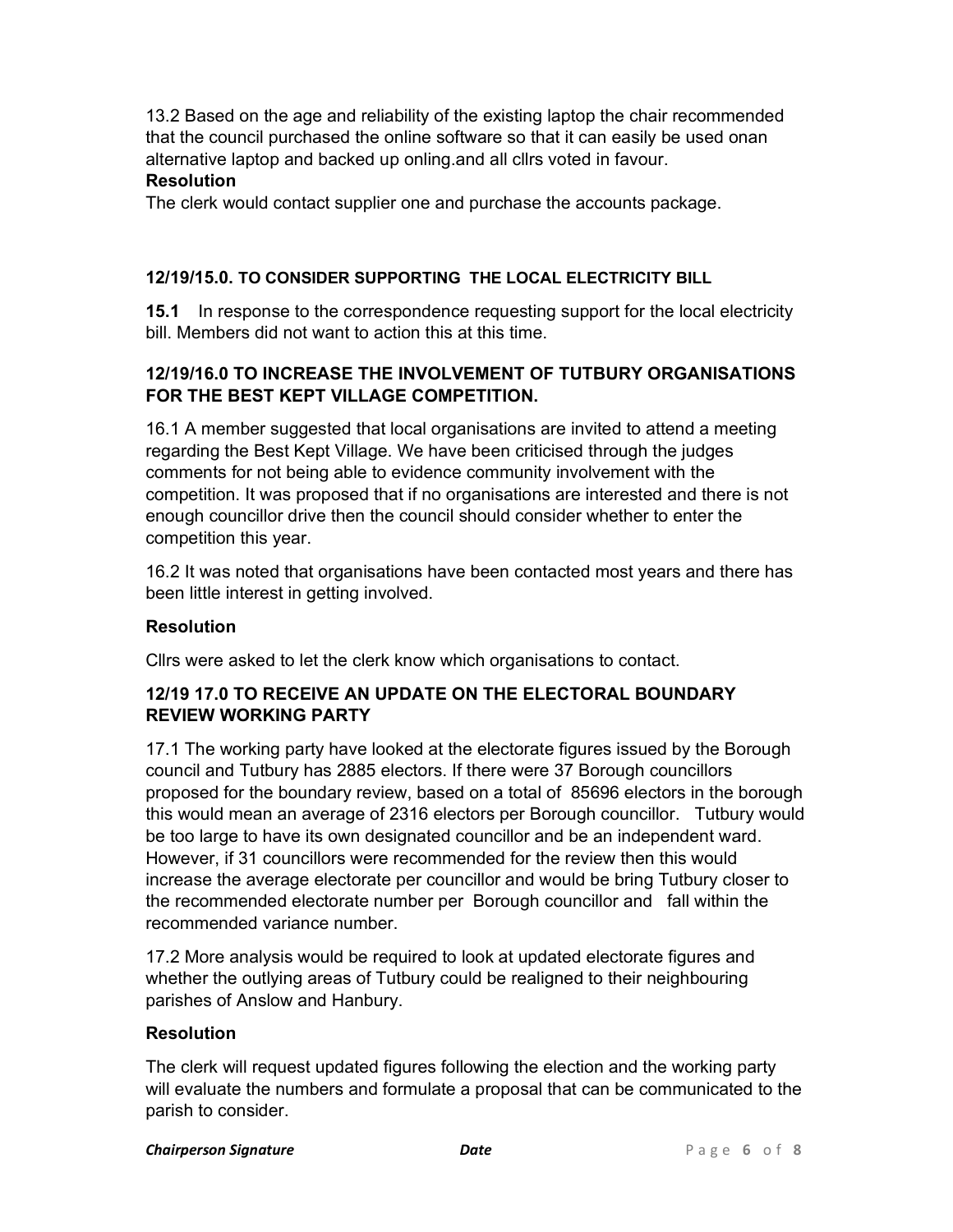13.2 Based on the age and reliability of the existing laptop the chair recommended that the council purchased the online software so that it can easily be used onan alternative laptop and backed up onling.and all cllrs voted in favour.

**Resolution**

The clerk would contact supplier one and purchase the accounts package.

### 12/19/15.0. TO CONSIDER SUPPORTING THE LOCAL ELECTRICITY BILL

**15.1** In response to the correspondence requesting support for the local electricity bill. Members did not want to action this at this time.

### 12/19/16.0 TO INCREASE THE INVOLVEMENT OF TUTBURY ORGANISATIONS FOR THE BEST KEPT VILLAGE COMPETITION.

16.1 A member suggested that local organisations are invited to attend a meeting regarding the Best Kept Village. We have been criticised through the judges comments for not being able to evidence community involvement with the competition. It was proposed that if no organisations are interested and there is not enough councillor drive then the council should consider whether to enter the competition this year.

16.2 It was noted that organisations have been contacted most years and there has been little interest in getting involved.

**Resolution**

Cllrs were asked to let the clerk know which organisations to contact.

### 12/19 17.0 TO RECEIVE AN UPDATE ON THE ELECTORAL BOUNDARY REVIEW WORKING PARTY

17.1 The working party have looked at the electorate figures issued by the Borough council and Tutbury has 2885 electors. If there were 37 Borough councillors proposed for the boundary review, based on a total of 85696 electors in the borough this would mean an average of 2316 electors per Borough councillor. Tutbury would be too large to have its own designated councillor and be an independent ward. However, if 31 councillors were recommended for the review then this would increase the average electorate per councillor and would be bring Tutbury closer to the recommended electorate number per Borough councillor and fall within the recommended variance number.

17.2 More analysis would be required to look at updated electorate figures and whether the outlying areas of Tutbury could be realigned to their neighbouring parishes of Anslow and Hanbury.

**Resolution**

The clerk will request updated figures following the election and the working party will evaluate the numbers and formulate a proposal that can be communicated to the parish to consider.

***Chairperson Signature*** ***Date***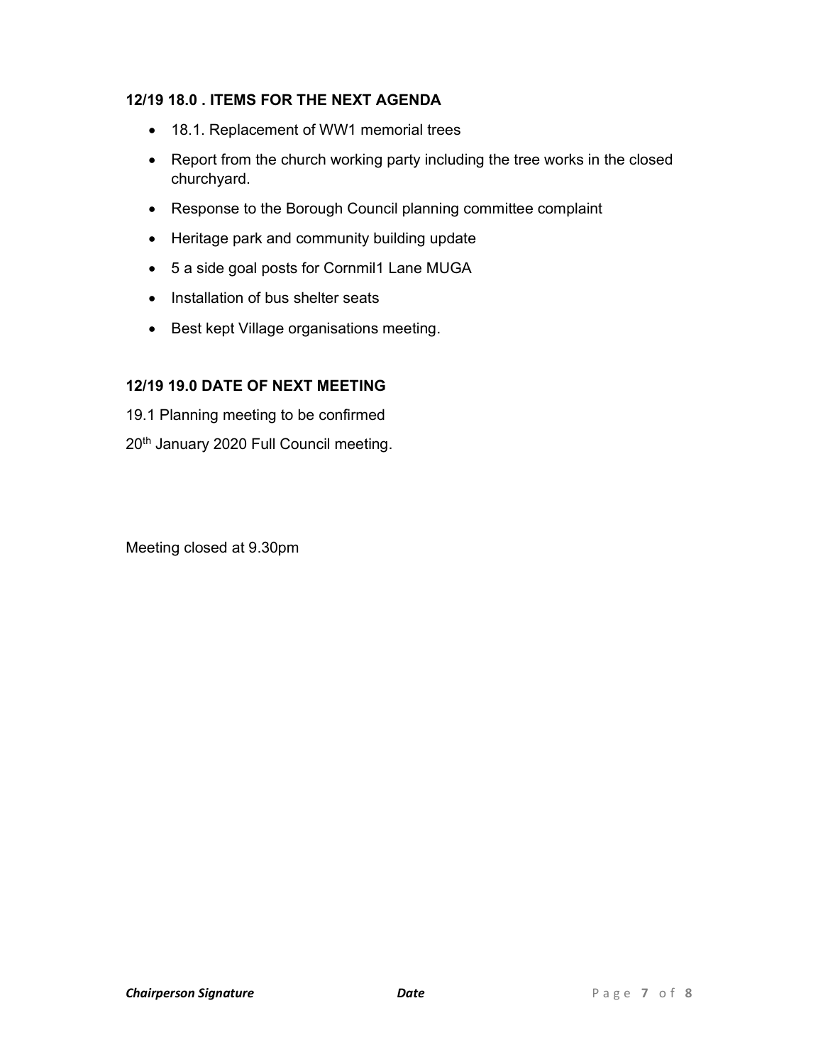**12/19 18.0 . ITEMS FOR THE NEXT AGENDA**

- 18.1. Replacement of WW1 memorial trees
- Report from the church working party including the tree works in the closed churchyard.
- Response to the Borough Council planning committee complaint
- Heritage park and community building update
- 5 a side goal posts for Cornmil1 Lane MUGA
- Installation of bus shelter seats
- Best kept Village organisations meeting.

**12/19 19.0 DATE OF NEXT MEETING**

19.1 Planning meeting to be confirmed

20th January 2020 Full Council meeting.

Meeting closed at 9.30pm

***Chairperson Signature*** ***Date***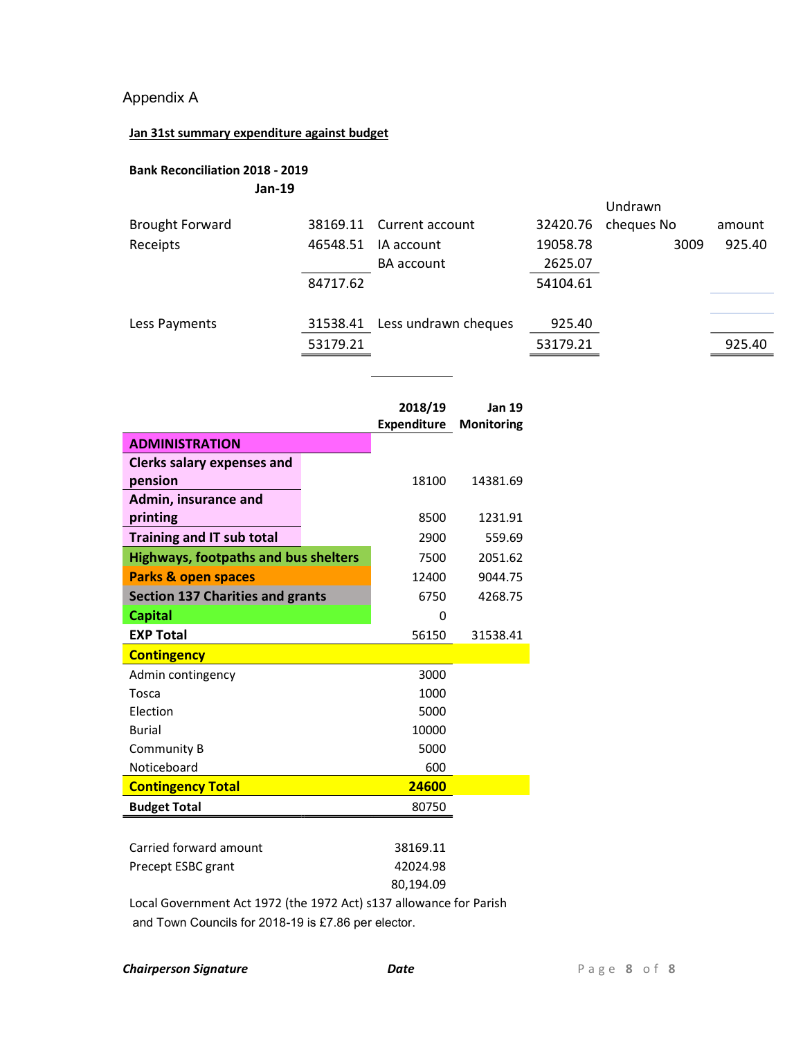Appendix A

**Jan 31st summary expenditure against budget**

**Bank Reconciliation 2018 - 2019**

**Jan-19**

| | | | | Undrawn cheques No | amount |
|---|---|---|---|---|---|
| Brought Forward | 38169.11 | Current account | 32420.76 | | |
| Receipts | 46548.51 | IA account | 19058.78 | 3009 | 925.40 |
| | | BA account | 2625.07 | | |
| | 84717.62 | | 54104.61 | | |
| Less Payments | 31538.41 | Less undrawn cheques | 925.40 | | |
| | 53179.21 | | 53179.21 | | 925.40 |

| | 2018/19 Expenditure | Jan 19 Monitoring |
|---|---|---|
| **ADMINISTRATION** | | |
| **Clerks salary expenses and pension** | 18100 | 14381.69 |
| **Admin, insurance and printing** | 8500 | 1231.91 |
| **Training and IT sub total** | 2900 | 559.69 |
| **Highways, footpaths and bus shelters** | 7500 | 2051.62 |
| **Parks & open spaces** | 12400 | 9044.75 |
| **Section 137 Charities and grants** | 6750 | 4268.75 |
| **Capital** | 0 | |
| **EXP Total** | 56150 | 31538.41 |
| **Contingency** | | |
| Admin contingency | 3000 | |
| Tosca | 1000 | |
| Election | 5000 | |
| Burial | 10000 | |
| Community B | 5000 | |
| Noticeboard | 600 | |
| **Contingency Total** | **24600** | |
| **Budget Total** | 80750 | |

| | |
|---|---|
| Carried forward amount | 38169.11 |
| Precept ESBC grant | 42024.98 |
| | 80,194.09 |

Local Government Act 1972 (the 1972 Act) s137 allowance for Parish and Town Councils for 2018-19 is £7.86 per elector.

***Chairperson Signature*** ***Date***